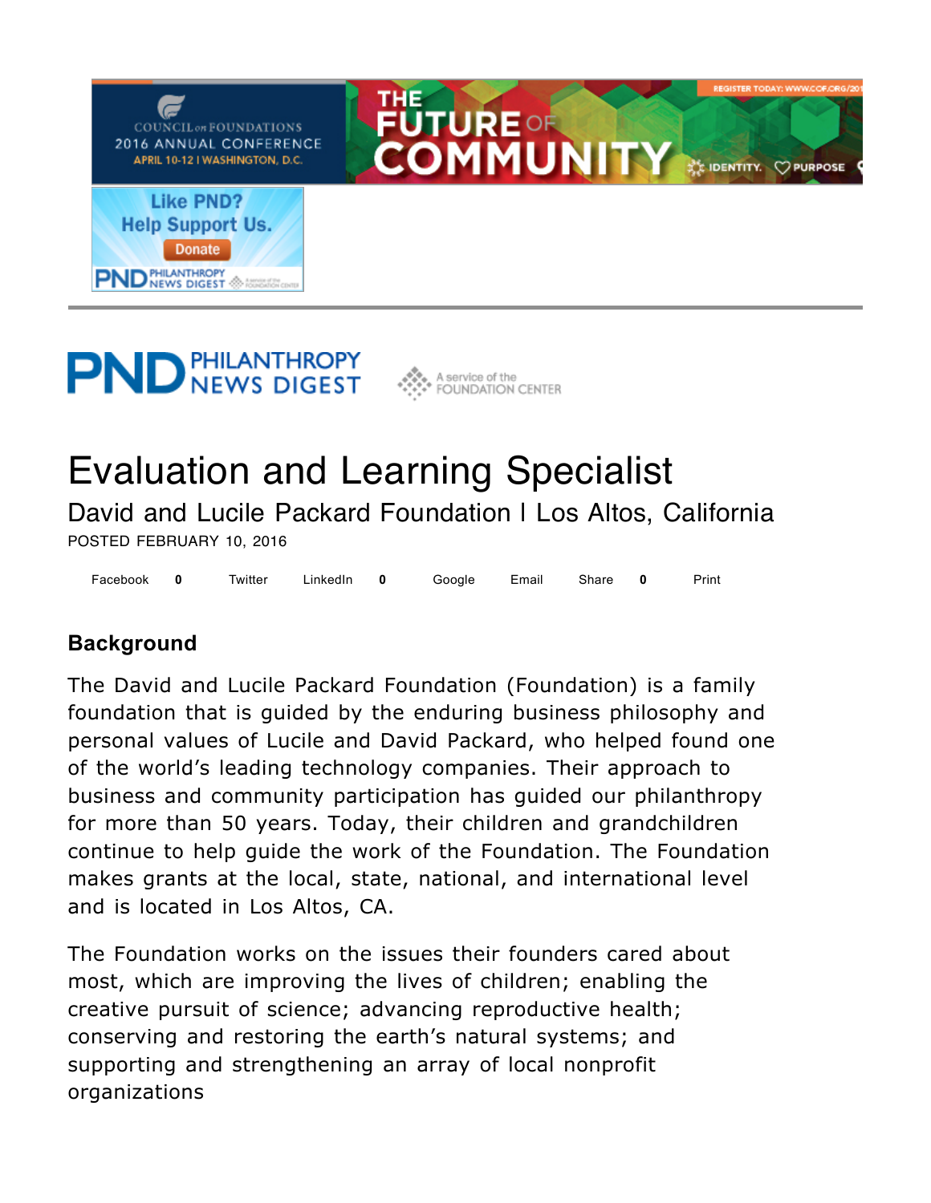# Evaluation and Learning Specialist

David and Lucile Packard Foundation | Los Altos, California

POSTED FEBRUARY 10, 2016

Facebook 0 Twitter LinkedIn 0 Google Email Share 0 Print

## Background

The David and Lucile Packard Foundation (Foundation) is a family foundation that is guided by the enduring business philosophy and personal values of Lucile and David Packard, who helped found one of the world's leading technology companies. Their approach to business and community participation has guided our philanthropy for more than 50 years. Today, their children and grandchildren continue to help guide the work of the Foundation. The Foundation makes grants at the local, state, national, and international level and is located in Los Altos, CA.

The Foundation works on the issues their founders cared about most, which are improving the lives of children; enabling the creative pursuit of science; advancing reproductive health; conserving and restoring the earth's natural systems; and supporting and strengthening an array of local nonprofit organizations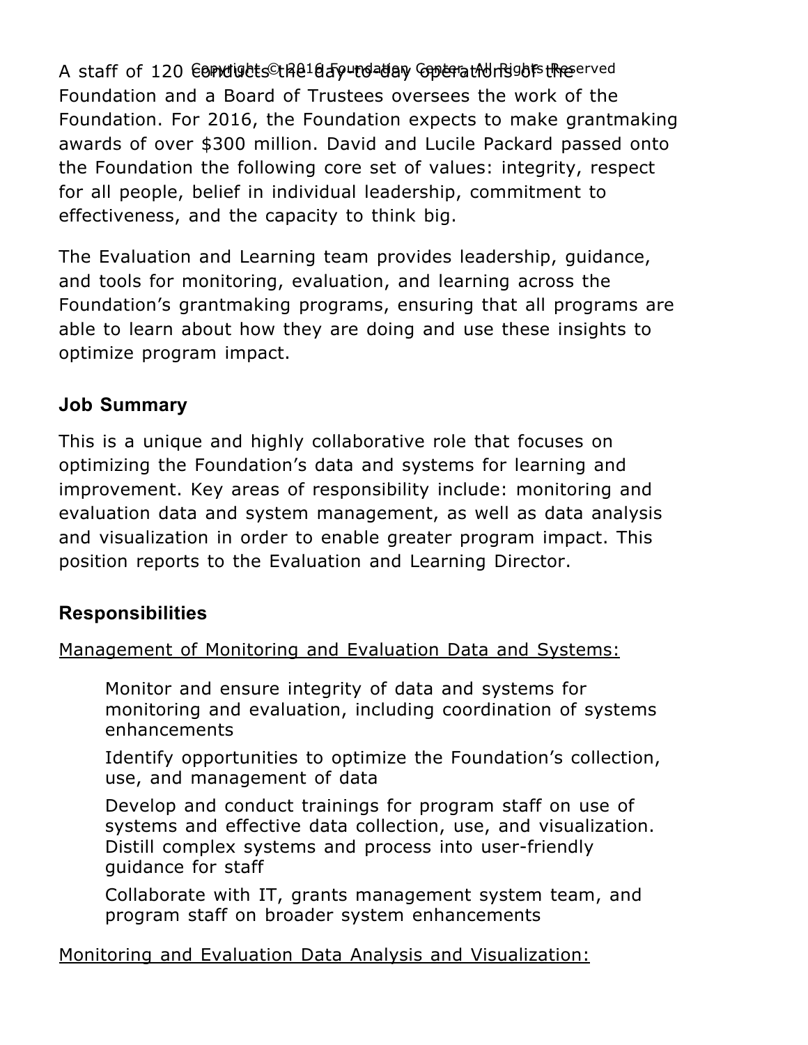A staff of 120 conducts the day-to-day operations of the Foundation and a Board of Trustees oversees the work of the Foundation. For 2016, the Foundation expects to make grantmaking awards of over $300 million. David and Lucile Packard passed onto the Foundation the following core set of values: integrity, respect for all people, belief in individual leadership, commitment to effectiveness, and the capacity to think big.

The Evaluation and Learning team provides leadership, guidance, and tools for monitoring, evaluation, and learning across the Foundation's grantmaking programs, ensuring that all programs are able to learn about how they are doing and use these insights to optimize program impact.

## Job Summary

This is a unique and highly collaborative role that focuses on optimizing the Foundation's data and systems for learning and improvement. Key areas of responsibility include: monitoring and evaluation data and system management, as well as data analysis and visualization in order to enable greater program impact. This position reports to the Evaluation and Learning Director.

## Responsibilities

<u>Management of Monitoring and Evaluation Data and Systems:</u>

- Monitor and ensure integrity of data and systems for monitoring and evaluation, including coordination of systems enhancements
- Identify opportunities to optimize the Foundation's collection, use, and management of data
- Develop and conduct trainings for program staff on use of systems and effective data collection, use, and visualization. Distill complex systems and process into user-friendly guidance for staff
- Collaborate with IT, grants management system team, and program staff on broader system enhancements

<u>Monitoring and Evaluation Data Analysis and Visualization:</u>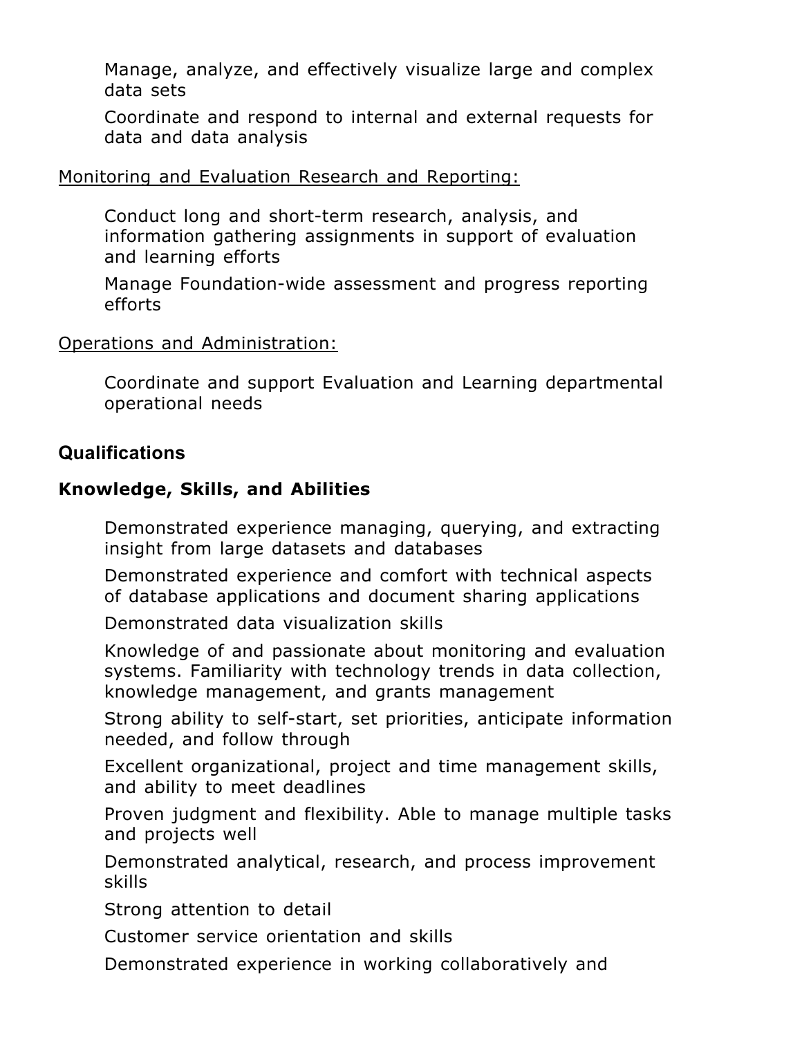- Manage, analyze, and effectively visualize large and complex data sets
- Coordinate and respond to internal and external requests for data and data analysis

<u>Monitoring and Evaluation Research and Reporting:</u>

- Conduct long and short-term research, analysis, and information gathering assignments in support of evaluation and learning efforts
- Manage Foundation-wide assessment and progress reporting efforts

<u>Operations and Administration:</u>

- Coordinate and support Evaluation and Learning departmental operational needs

## Qualifications

### Knowledge, Skills, and Abilities

- Demonstrated experience managing, querying, and extracting insight from large datasets and databases
- Demonstrated experience and comfort with technical aspects of database applications and document sharing applications
- Demonstrated data visualization skills
- Knowledge of and passionate about monitoring and evaluation systems. Familiarity with technology trends in data collection, knowledge management, and grants management
- Strong ability to self-start, set priorities, anticipate information needed, and follow through
- Excellent organizational, project and time management skills, and ability to meet deadlines
- Proven judgment and flexibility. Able to manage multiple tasks and projects well
- Demonstrated analytical, research, and process improvement skills
- Strong attention to detail
- Customer service orientation and skills
- Demonstrated experience in working collaboratively and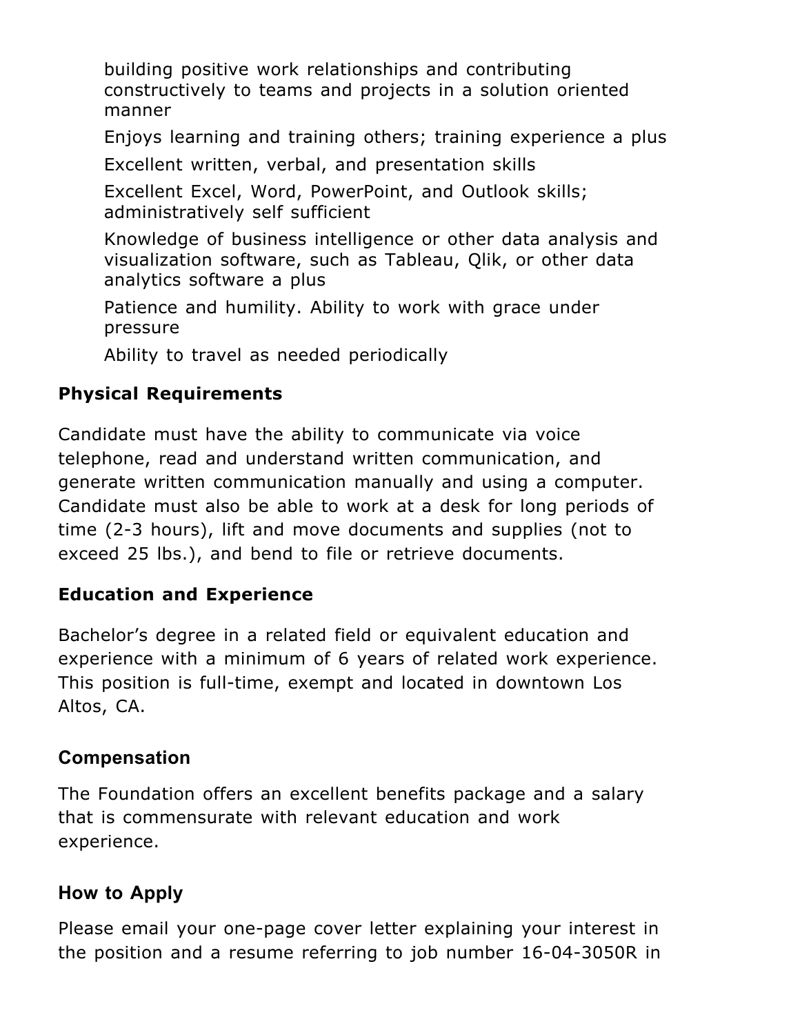- building positive work relationships and contributing constructively to teams and projects in a solution oriented manner
- Enjoys learning and training others; training experience a plus
- Excellent written, verbal, and presentation skills
- Excellent Excel, Word, PowerPoint, and Outlook skills; administratively self sufficient
- Knowledge of business intelligence or other data analysis and visualization software, such as Tableau, Qlik, or other data analytics software a plus
- Patience and humility. Ability to work with grace under pressure
- Ability to travel as needed periodically

### Physical Requirements

Candidate must have the ability to communicate via voice telephone, read and understand written communication, and generate written communication manually and using a computer. Candidate must also be able to work at a desk for long periods of time (2-3 hours), lift and move documents and supplies (not to exceed 25 lbs.), and bend to file or retrieve documents.

### Education and Experience

Bachelor's degree in a related field or equivalent education and experience with a minimum of 6 years of related work experience. This position is full-time, exempt and located in downtown Los Altos, CA.

### Compensation

The Foundation offers an excellent benefits package and a salary that is commensurate with relevant education and work experience.

### How to Apply

Please email your one-page cover letter explaining your interest in the position and a resume referring to job number 16-04-3050R in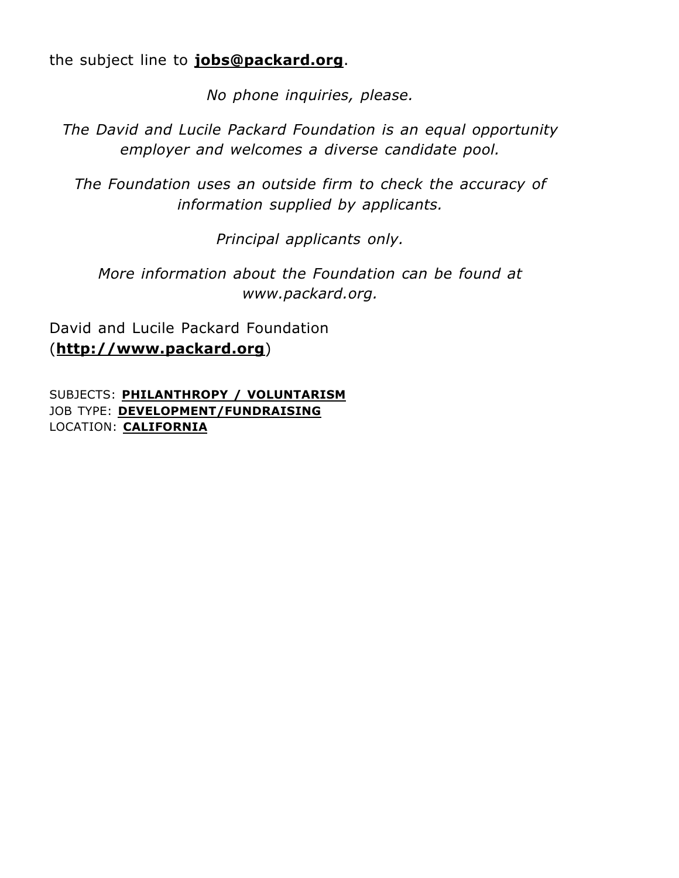the subject line to **jobs@packard.org**.

*No phone inquiries, please.*

*The David and Lucile Packard Foundation is an equal opportunity employer and welcomes a diverse candidate pool.*

*The Foundation uses an outside firm to check the accuracy of information supplied by applicants.*

*Principal applicants only.*

*More information about the Foundation can be found at www.packard.org.*

David and Lucile Packard Foundation
(**http://www.packard.org**)

SUBJECTS: **PHILANTHROPY / VOLUNTARISM**
JOB TYPE: **DEVELOPMENT/FUNDRAISING**
LOCATION: **CALIFORNIA**